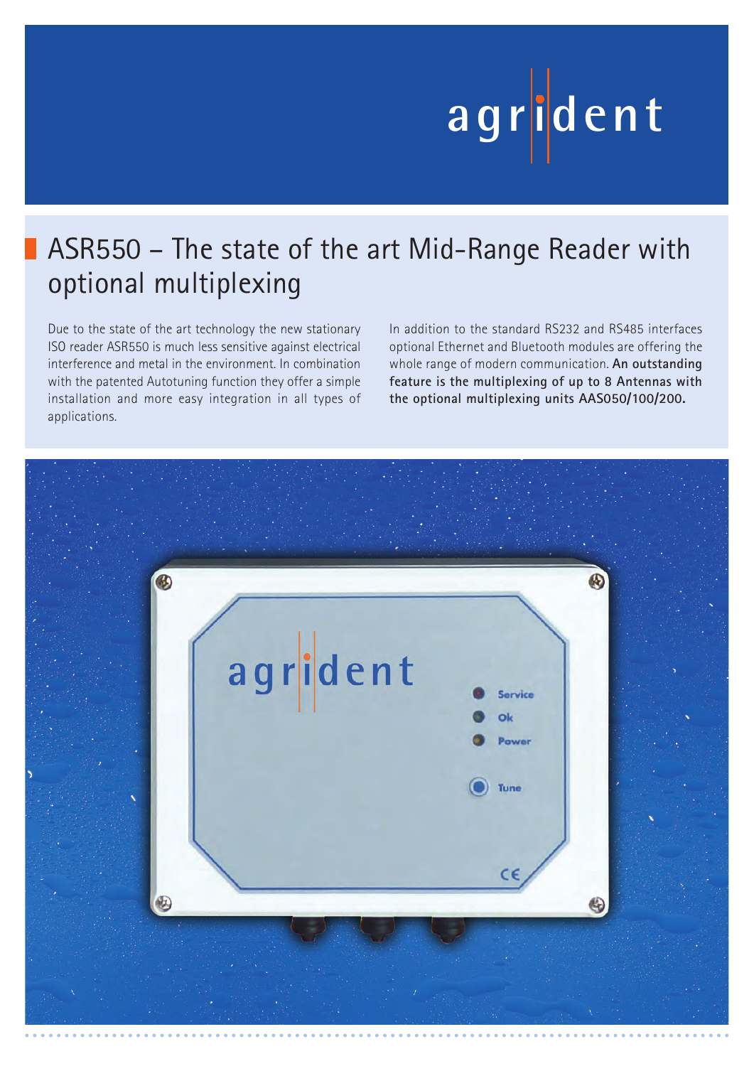agrident

# ASR550 – The state of the art Mid-Range Reader with optional multiplexing

Due to the state of the art technology the new stationary ISO reader ASR550 is much less sensitive against electrical interference and metal in the environment. In combination with the patented Autotuning function they offer a simple installation and more easy integration in all types of applications.

In addition to the standard RS232 and RS485 interfaces optional Ethernet and Bluetooth modules are offering the whole range of modern communication. **An outstanding feature is the multiplexing of up to 8 Antennas with the optional multiplexing units AAS050/100/200.**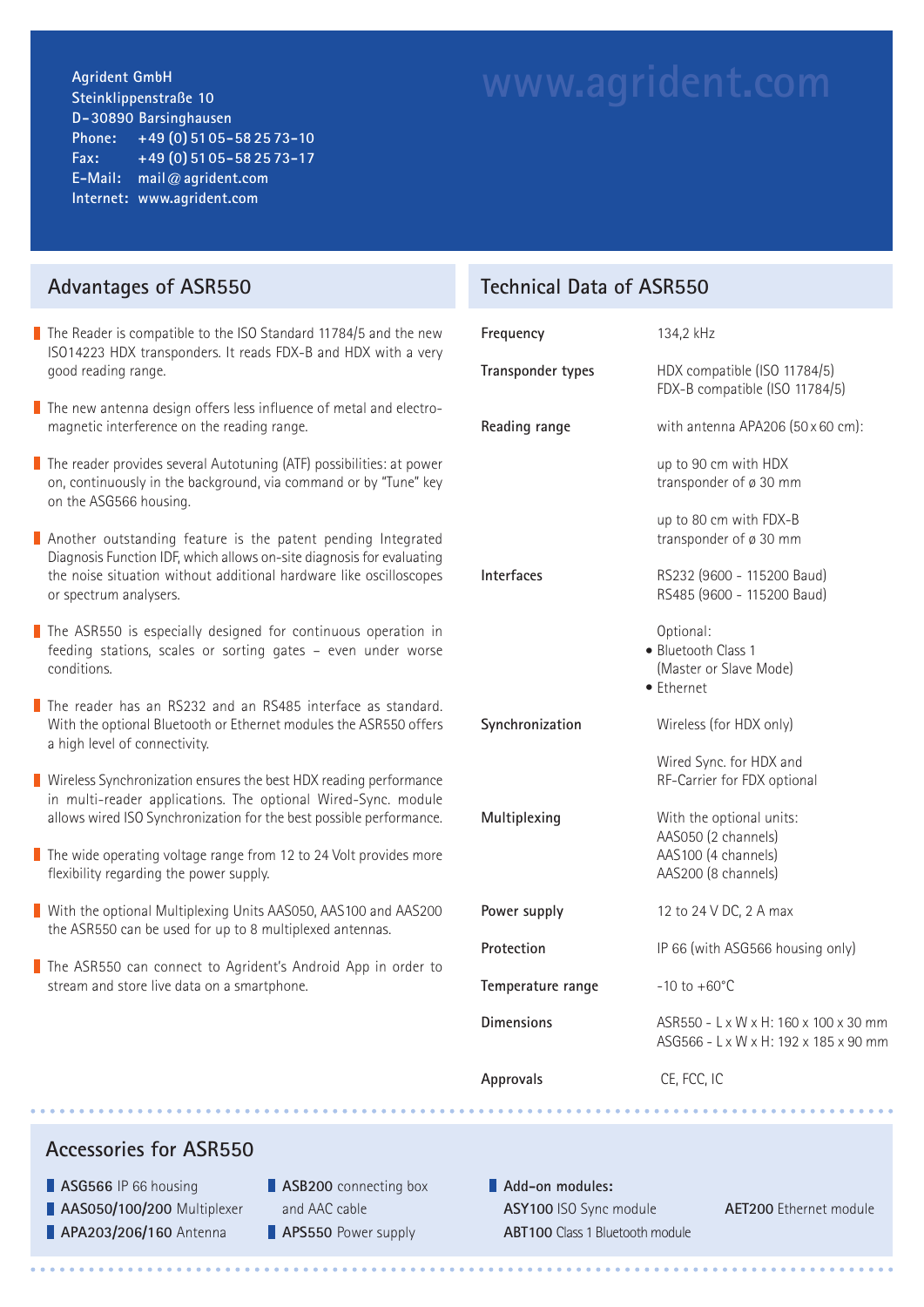Agrident GmbH
Steinklippenstraße 10
D-30890 Barsinghausen
Phone: +49 (0) 51 05-58 25 73-10
Fax: +49 (0) 51 05-58 25 73-17
E-Mail: mail@agrident.com
Internet: www.agrident.com

www.agrident.com

## Advantages of ASR550

- The Reader is compatible to the ISO Standard 11784/5 and the new ISO14223 HDX transponders. It reads FDX-B and HDX with a very good reading range.
- The new antenna design offers less influence of metal and electro-magnetic interference on the reading range.
- The reader provides several Autotuning (ATF) possibilities: at power on, continuously in the background, via command or by "Tune" key on the ASG566 housing.
- Another outstanding feature is the patent pending Integrated Diagnosis Function IDF, which allows on-site diagnosis for evaluating the noise situation without additional hardware like oscilloscopes or spectrum analysers.
- The ASR550 is especially designed for continuous operation in feeding stations, scales or sorting gates – even under worse conditions.
- The reader has an RS232 and an RS485 interface as standard. With the optional Bluetooth or Ethernet modules the ASR550 offers a high level of connectivity.
- Wireless Synchronization ensures the best HDX reading performance in multi-reader applications. The optional Wired-Sync. module allows wired ISO Synchronization for the best possible performance.
- The wide operating voltage range from 12 to 24 Volt provides more flexibility regarding the power supply.
- With the optional Multiplexing Units AAS050, AAS100 and AAS200 the ASR550 can be used for up to 8 multiplexed antennas.
- The ASR550 can connect to Agrident's Android App in order to stream and store live data on a smartphone.

## Technical Data of ASR550

| | |
|---|---|
| **Frequency** | 134,2 kHz |
| **Transponder types** | HDX compatible (ISO 11784/5)<br>FDX-B compatible (ISO 11784/5) |
| **Reading range** | with antenna APA206 (50 x 60 cm):<br><br>up to 90 cm with HDX transponder of ø 30 mm<br><br>up to 80 cm with FDX-B transponder of ø 30 mm |
| **Interfaces** | RS232 (9600 - 115200 Baud)<br>RS485 (9600 - 115200 Baud)<br><br>Optional:<br>• Bluetooth Class 1 (Master or Slave Mode)<br>• Ethernet |
| **Synchronization** | Wireless (for HDX only)<br><br>Wired Sync. for HDX and RF-Carrier for FDX optional |
| **Multiplexing** | With the optional units:<br>AAS050 (2 channels)<br>AAS100 (4 channels)<br>AAS200 (8 channels) |
| **Power supply** | 12 to 24 V DC, 2 A max |
| **Protection** | IP 66 (with ASG566 housing only) |
| **Temperature range** | -10 to +60°C |
| **Dimensions** | ASR550 - L x W x H: 160 x 100 x 30 mm<br>ASG566 - L x W x H: 192 x 185 x 90 mm |
| **Approvals** | CE, FCC, IC |

## Accessories for ASR550

- **ASG566** IP 66 housing
- **AAS050/100/200** Multiplexer
- **APA203/206/160** Antenna
- **ASB200** connecting box and AAC cable
- **APS550** Power supply
- **Add-on modules:**
  - **ASY100** ISO Sync module
  - **ABT100** Class 1 Bluetooth module
  - **AET200** Ethernet module